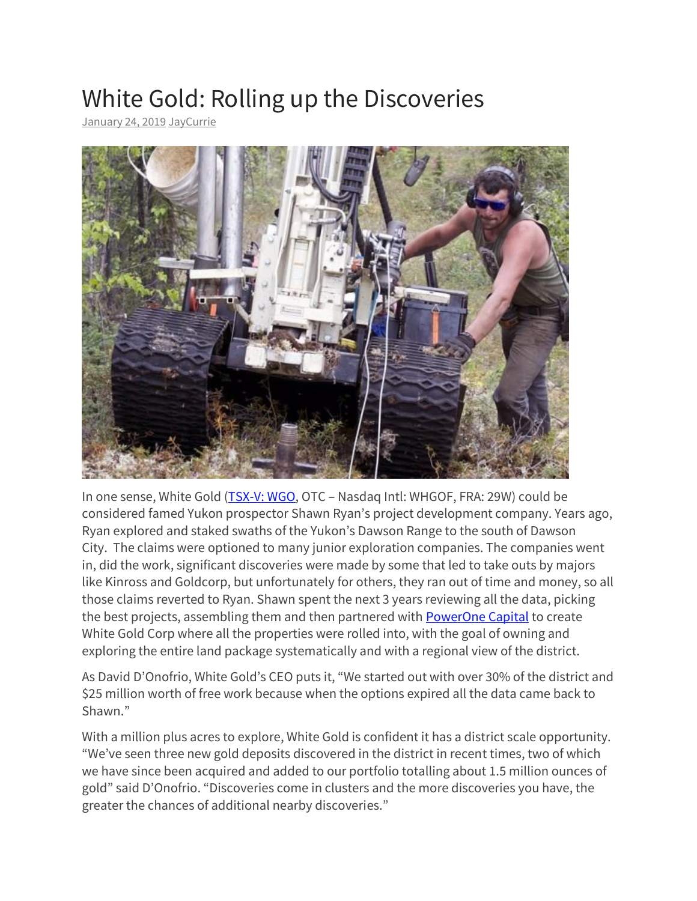# White Gold: Rolling up the Discoveries

January 24, 2019 JayCurrie

In one sense, White Gold (TSX-V: WGO, OTC – Nasdaq Intl: WHGOF, FRA: 29W) could be considered famed Yukon prospector Shawn Ryan's project development company. Years ago, Ryan explored and staked swaths of the Yukon's Dawson Range to the south of Dawson City. The claims were optioned to many junior exploration companies. The companies went in, did the work, significant discoveries were made by some that led to take outs by majors like Kinross and Goldcorp, but unfortunately for others, they ran out of time and money, so all those claims reverted to Ryan. Shawn spent the next 3 years reviewing all the data, picking the best projects, assembling them and then partnered with PowerOne Capital to create White Gold Corp where all the properties were rolled into, with the goal of owning and exploring the entire land package systematically and with a regional view of the district.

As David D'Onofrio, White Gold's CEO puts it, "We started out with over 30% of the district and $25 million worth of free work because when the options expired all the data came back to Shawn."

With a million plus acres to explore, White Gold is confident it has a district scale opportunity. "We've seen three new gold deposits discovered in the district in recent times, two of which we have since been acquired and added to our portfolio totalling about 1.5 million ounces of gold" said D'Onofrio. "Discoveries come in clusters and the more discoveries you have, the greater the chances of additional nearby discoveries."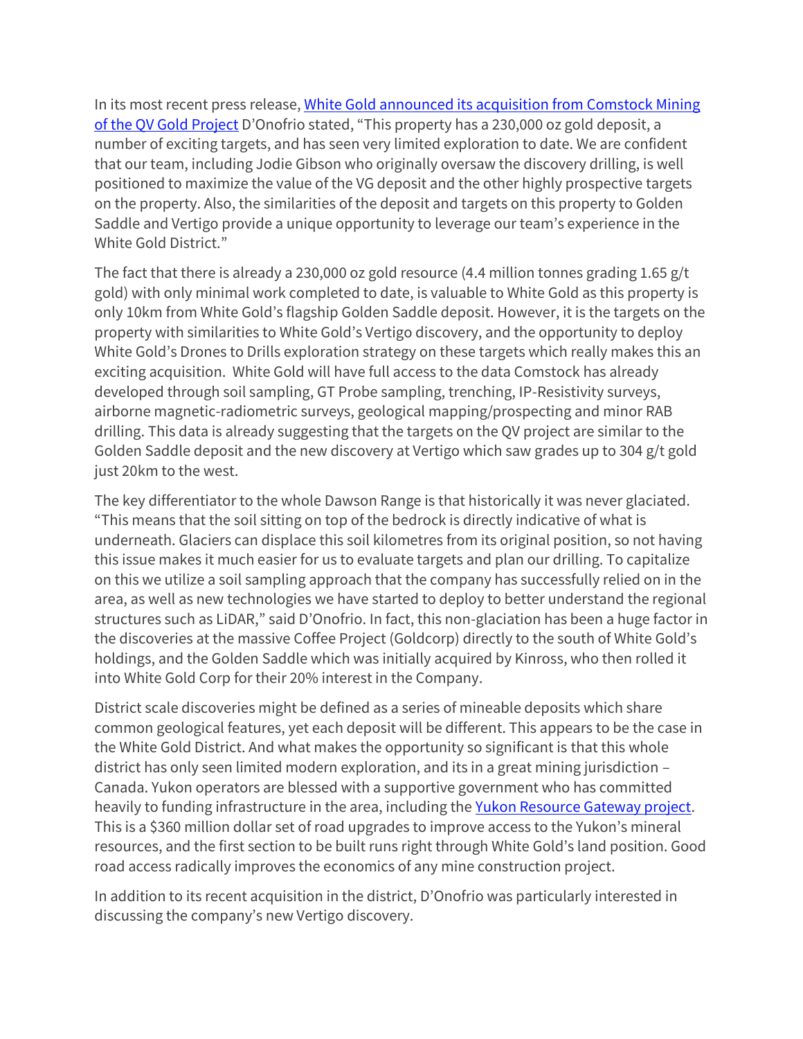In its most recent press release, [White Gold announced its acquisition from Comstock Mining of the QV Gold Project](#) D'Onofrio stated, "This property has a 230,000 oz gold deposit, a number of exciting targets, and has seen very limited exploration to date. We are confident that our team, including Jodie Gibson who originally oversaw the discovery drilling, is well positioned to maximize the value of the VG deposit and the other highly prospective targets on the property. Also, the similarities of the deposit and targets on this property to Golden Saddle and Vertigo provide a unique opportunity to leverage our team's experience in the White Gold District."

The fact that there is already a 230,000 oz gold resource (4.4 million tonnes grading 1.65 g/t gold) with only minimal work completed to date, is valuable to White Gold as this property is only 10km from White Gold's flagship Golden Saddle deposit. However, it is the targets on the property with similarities to White Gold's Vertigo discovery, and the opportunity to deploy White Gold's Drones to Drills exploration strategy on these targets which really makes this an exciting acquisition. White Gold will have full access to the data Comstock has already developed through soil sampling, GT Probe sampling, trenching, IP-Resistivity surveys, airborne magnetic-radiometric surveys, geological mapping/prospecting and minor RAB drilling. This data is already suggesting that the targets on the QV project are similar to the Golden Saddle deposit and the new discovery at Vertigo which saw grades up to 304 g/t gold just 20km to the west.

The key differentiator to the whole Dawson Range is that historically it was never glaciated. "This means that the soil sitting on top of the bedrock is directly indicative of what is underneath. Glaciers can displace this soil kilometres from its original position, so not having this issue makes it much easier for us to evaluate targets and plan our drilling. To capitalize on this we utilize a soil sampling approach that the company has successfully relied on in the area, as well as new technologies we have started to deploy to better understand the regional structures such as LiDAR," said D'Onofrio. In fact, this non-glaciation has been a huge factor in the discoveries at the massive Coffee Project (Goldcorp) directly to the south of White Gold's holdings, and the Golden Saddle which was initially acquired by Kinross, who then rolled it into White Gold Corp for their 20% interest in the Company.

District scale discoveries might be defined as a series of mineable deposits which share common geological features, yet each deposit will be different. This appears to be the case in the White Gold District. And what makes the opportunity so significant is that this whole district has only seen limited modern exploration, and its in a great mining jurisdiction – Canada. Yukon operators are blessed with a supportive government who has committed heavily to funding infrastructure in the area, including the [Yukon Resource Gateway project](#). This is a $360 million dollar set of road upgrades to improve access to the Yukon's mineral resources, and the first section to be built runs right through White Gold's land position. Good road access radically improves the economics of any mine construction project.

In addition to its recent acquisition in the district, D'Onofrio was particularly interested in discussing the company's new Vertigo discovery.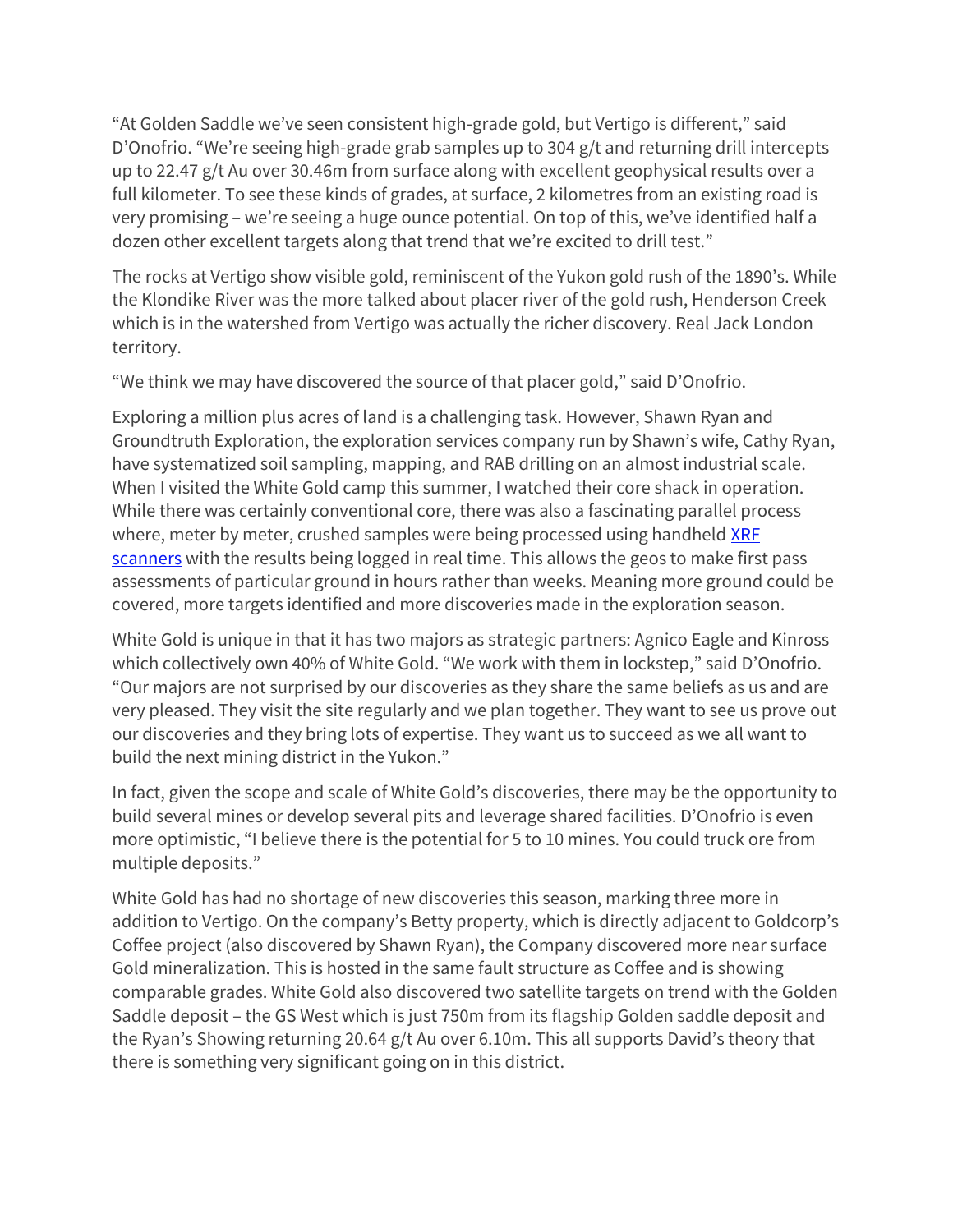"At Golden Saddle we've seen consistent high-grade gold, but Vertigo is different," said D'Onofrio. "We're seeing high-grade grab samples up to 304 g/t and returning drill intercepts up to 22.47 g/t Au over 30.46m from surface along with excellent geophysical results over a full kilometer. To see these kinds of grades, at surface, 2 kilometres from an existing road is very promising – we're seeing a huge ounce potential. On top of this, we've identified half a dozen other excellent targets along that trend that we're excited to drill test."

The rocks at Vertigo show visible gold, reminiscent of the Yukon gold rush of the 1890's. While the Klondike River was the more talked about placer river of the gold rush, Henderson Creek which is in the watershed from Vertigo was actually the richer discovery. Real Jack London territory.

"We think we may have discovered the source of that placer gold," said D'Onofrio.

Exploring a million plus acres of land is a challenging task. However, Shawn Ryan and Groundtruth Exploration, the exploration services company run by Shawn's wife, Cathy Ryan, have systematized soil sampling, mapping, and RAB drilling on an almost industrial scale. When I visited the White Gold camp this summer, I watched their core shack in operation. While there was certainly conventional core, there was also a fascinating parallel process where, meter by meter, crushed samples were being processed using handheld [XRF scanners] with the results being logged in real time. This allows the geos to make first pass assessments of particular ground in hours rather than weeks. Meaning more ground could be covered, more targets identified and more discoveries made in the exploration season.

White Gold is unique in that it has two majors as strategic partners: Agnico Eagle and Kinross which collectively own 40% of White Gold. "We work with them in lockstep," said D'Onofrio. "Our majors are not surprised by our discoveries as they share the same beliefs as us and are very pleased. They visit the site regularly and we plan together. They want to see us prove out our discoveries and they bring lots of expertise. They want us to succeed as we all want to build the next mining district in the Yukon."

In fact, given the scope and scale of White Gold's discoveries, there may be the opportunity to build several mines or develop several pits and leverage shared facilities. D'Onofrio is even more optimistic, "I believe there is the potential for 5 to 10 mines. You could truck ore from multiple deposits."

White Gold has had no shortage of new discoveries this season, marking three more in addition to Vertigo. On the company's Betty property, which is directly adjacent to Goldcorp's Coffee project (also discovered by Shawn Ryan), the Company discovered more near surface Gold mineralization. This is hosted in the same fault structure as Coffee and is showing comparable grades. White Gold also discovered two satellite targets on trend with the Golden Saddle deposit – the GS West which is just 750m from its flagship Golden saddle deposit and the Ryan's Showing returning 20.64 g/t Au over 6.10m. This all supports David's theory that there is something very significant going on in this district.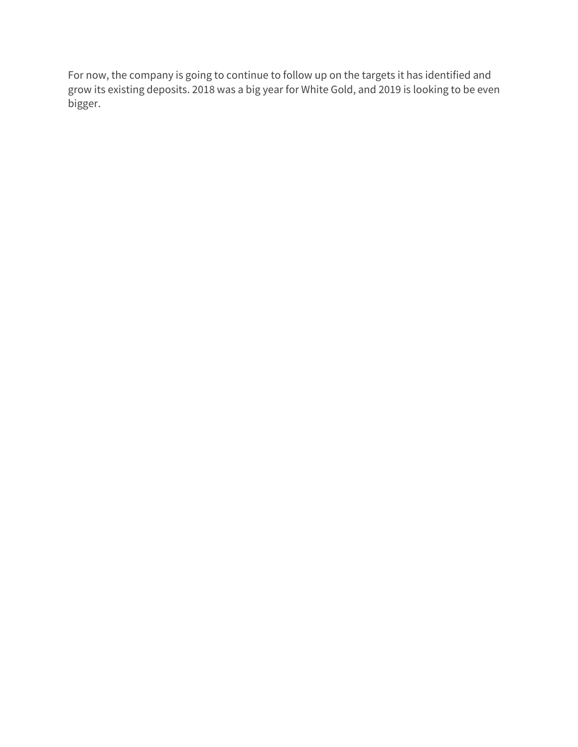For now, the company is going to continue to follow up on the targets it has identified and grow its existing deposits. 2018 was a big year for White Gold, and 2019 is looking to be even bigger.